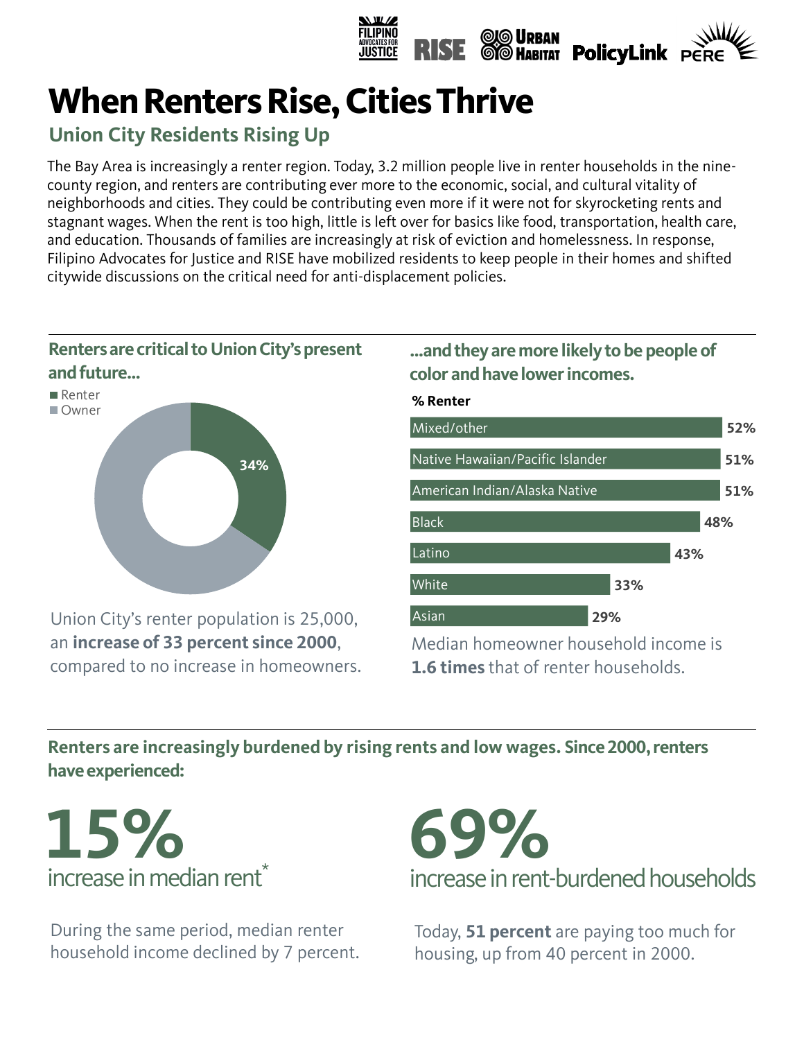# When Renters Rise, Cities Thrive

## Union City Residents Rising Up

The Bay Area is increasingly a renter region. Today, 3.2 million people live in renter households in the nine-county region, and renters are contributing ever more to the economic, social, and cultural vitality of neighborhoods and cities. They could be contributing even more if it were not for skyrocketing rents and stagnant wages. When the rent is too high, little is left over for basics like food, transportation, health care, and education. Thousands of families are increasingly at risk of eviction and homelessness. In response, Filipino Advocates for Justice and RISE have mobilized residents to keep people in their homes and shifted citywide discussions on the critical need for anti-displacement policies.

### Renters are critical to Union City's present and future...

- Renter: 34%
- Owner

Union City's renter population is 25,000, an **increase of 33 percent since 2000**, compared to no increase in homeowners.

### ...and they are more likely to be people of color and have lower incomes.

| | % Renter |
|---|---|
| Mixed/other | 52% |
| Native Hawaiian/Pacific Islander | 51% |
| American Indian/Alaska Native | 51% |
| Black | 48% |
| Latino | 43% |
| White | 33% |
| Asian | 29% |

Median homeowner household income is **1.6 times** that of renter households.

### Renters are increasingly burdened by rising rents and low wages. Since 2000, renters have experienced:

**15%**

increase in median rent*

During the same period, median renter household income declined by 7 percent.

**69%**

increase in rent-burdened households

Today, **51 percent** are paying too much for housing, up from 40 percent in 2000.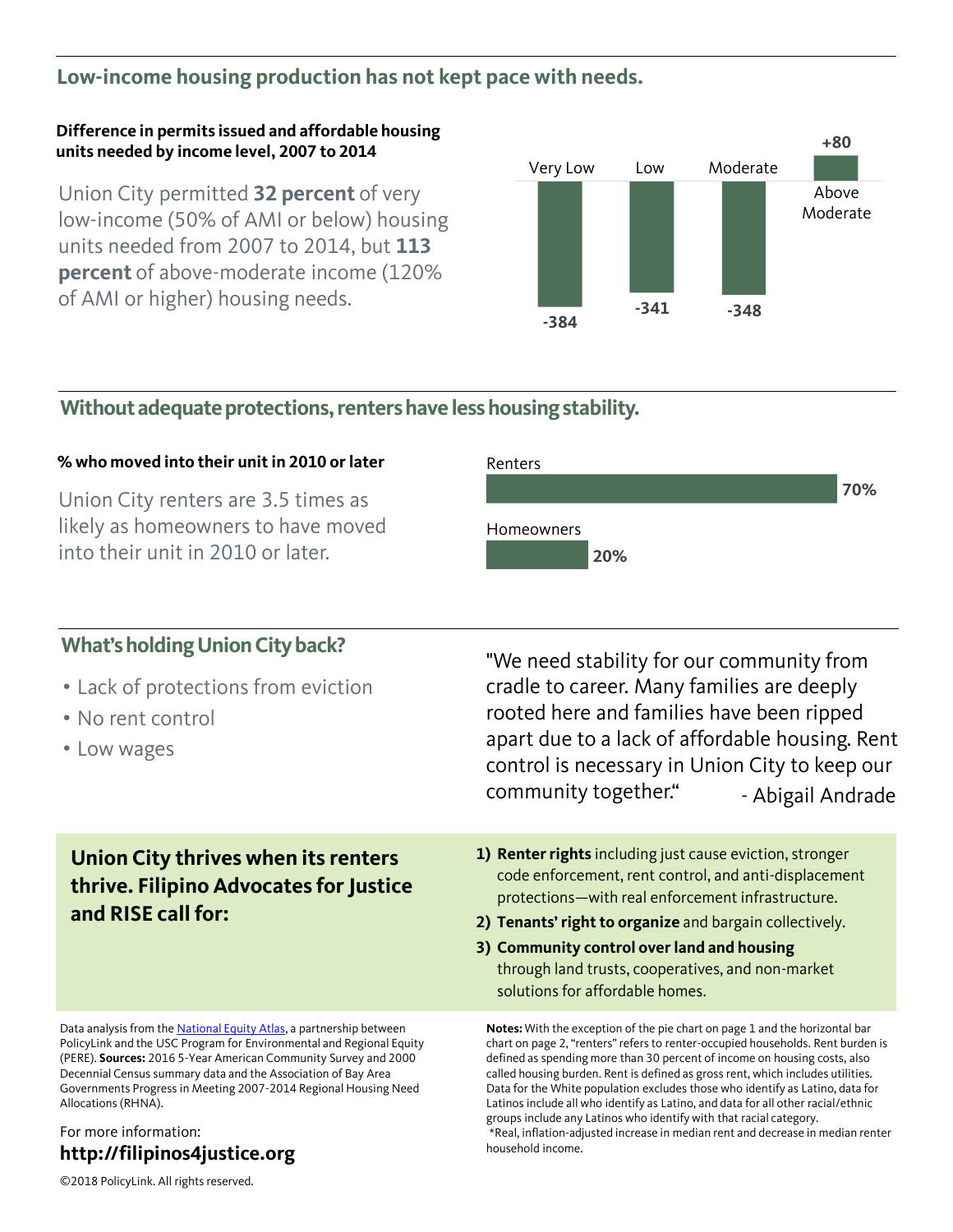## Low-income housing production has not kept pace with needs.

**Difference in permits issued and affordable housing units needed by income level, 2007 to 2014**

Union City permitted **32 percent** of very low-income (50% of AMI or below) housing units needed from 2007 to 2014, but **113 percent** of above-moderate income (120% of AMI or higher) housing needs.

Very Low
-384
Low
-341
Moderate
-348
Above Moderate
+80

## Without adequate protections, renters have less housing stability.

**% who moved into their unit in 2010 or later**

Union City renters are 3.5 times as likely as homeowners to have moved into their unit in 2010 or later.

Renters
70%
Homeowners
20%

## What's holding Union City back?

- Lack of protections from eviction
- No rent control
- Low wages

"We need stability for our community from cradle to career. Many families are deeply rooted here and families have been ripped apart due to a lack of affordable housing. Rent control is necessary in Union City to keep our community together." - Abigail Andrade

**Union City thrives when its renters thrive. Filipino Advocates for Justice and RISE call for:**

1) **Renter rights** including just cause eviction, stronger code enforcement, rent control, and anti-displacement protections—with real enforcement infrastructure.
2) **Tenants' right to organize** and bargain collectively.
3) **Community control over land and housing** through land trusts, cooperatives, and non-market solutions for affordable homes.

Data analysis from the National Equity Atlas, a partnership between PolicyLink and the USC Program for Environmental and Regional Equity (PERE). **Sources:** 2016 5-Year American Community Survey and 2000 Decennial Census summary data and the Association of Bay Area Governments Progress in Meeting 2007-2014 Regional Housing Need Allocations (RHNA).

For more information:
**http://filipinos4justice.org**

©2018 PolicyLink. All rights reserved.

**Notes:** With the exception of the pie chart on page 1 and the horizontal bar chart on page 2, "renters" refers to renter-occupied households. Rent burden is defined as spending more than 30 percent of income on housing costs, also called housing burden. Rent is defined as gross rent, which includes utilities. Data for the White population excludes those who identify as Latino, data for Latinos include all who identify as Latino, and data for all other racial/ethnic groups include any Latinos who identify with that racial category.
*Real, inflation-adjusted increase in median rent and decrease in median renter household income.